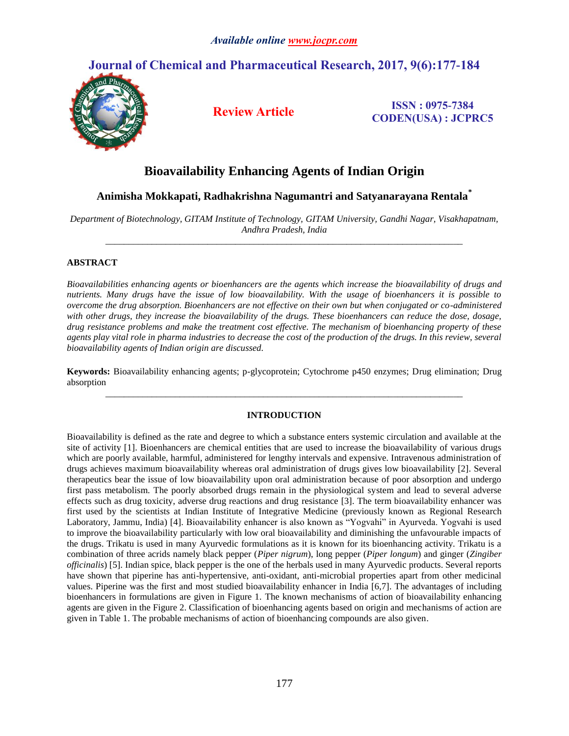# Bioavailability Enhancing Agents of Indian Origin

**Animisha Mokkapati, Radhakrishna Nagumantri and Satyanarayana Rentala***

*Department of Biotechnology, GITAM Institute of Technology, GITAM University, Gandhi Nagar, Visakhapatnam, Andhra Pradesh, India*

---

## ABSTRACT

*Bioavailabilities enhancing agents or bioenhancers are the agents which increase the bioavailability of drugs and nutrients. Many drugs have the issue of low bioavailability. With the usage of bioenhancers it is possible to overcome the drug absorption. Bioenhancers are not effective on their own but when conjugated or co-administered with other drugs, they increase the bioavailability of the drugs. These bioenhancers can reduce the dose, dosage, drug resistance problems and make the treatment cost effective. The mechanism of bioenhancing property of these agents play vital role in pharma industries to decrease the cost of the production of the drugs. In this review, several bioavailability agents of Indian origin are discussed.*

**Keywords:** Bioavailability enhancing agents; p-glycoprotein; Cytochrome p450 enzymes; Drug elimination; Drug absorption

---

## INTRODUCTION

Bioavailability is defined as the rate and degree to which a substance enters systemic circulation and available at the site of activity [1]. Bioenhancers are chemical entities that are used to increase the bioavailability of various drugs which are poorly available, harmful, administered for lengthy intervals and expensive. Intravenous administration of drugs achieves maximum bioavailability whereas oral administration of drugs gives low bioavailability [2]. Several therapeutics bear the issue of low bioavailability upon oral administration because of poor absorption and undergo first pass metabolism. The poorly absorbed drugs remain in the physiological system and lead to several adverse effects such as drug toxicity, adverse drug reactions and drug resistance [3]. The term bioavailability enhancer was first used by the scientists at Indian Institute of Integrative Medicine (previously known as Regional Research Laboratory, Jammu, India) [4]. Bioavailability enhancer is also known as "Yogvahi" in Ayurveda. Yogvahi is used to improve the bioavailability particularly with low oral bioavailability and diminishing the unfavourable impacts of the drugs. Trikatu is used in many Ayurvedic formulations as it is known for its bioenhancing activity. Trikatu is a combination of three acrids namely black pepper (*Piper nigrum*), long pepper (*Piper longum*) and ginger (*Zingiber officinalis*) [5]. Indian spice, black pepper is the one of the herbals used in many Ayurvedic products. Several reports have shown that piperine has anti-hypertensive, anti-oxidant, anti-microbial properties apart from other medicinal values. Piperine was the first and most studied bioavailability enhancer in India [6,7]. The advantages of including bioenhancers in formulations are given in Figure 1. The known mechanisms of action of bioavailability enhancing agents are given in the Figure 2. Classification of bioenhancing agents based on origin and mechanisms of action are given in Table 1. The probable mechanisms of action of bioenhancing compounds are also given.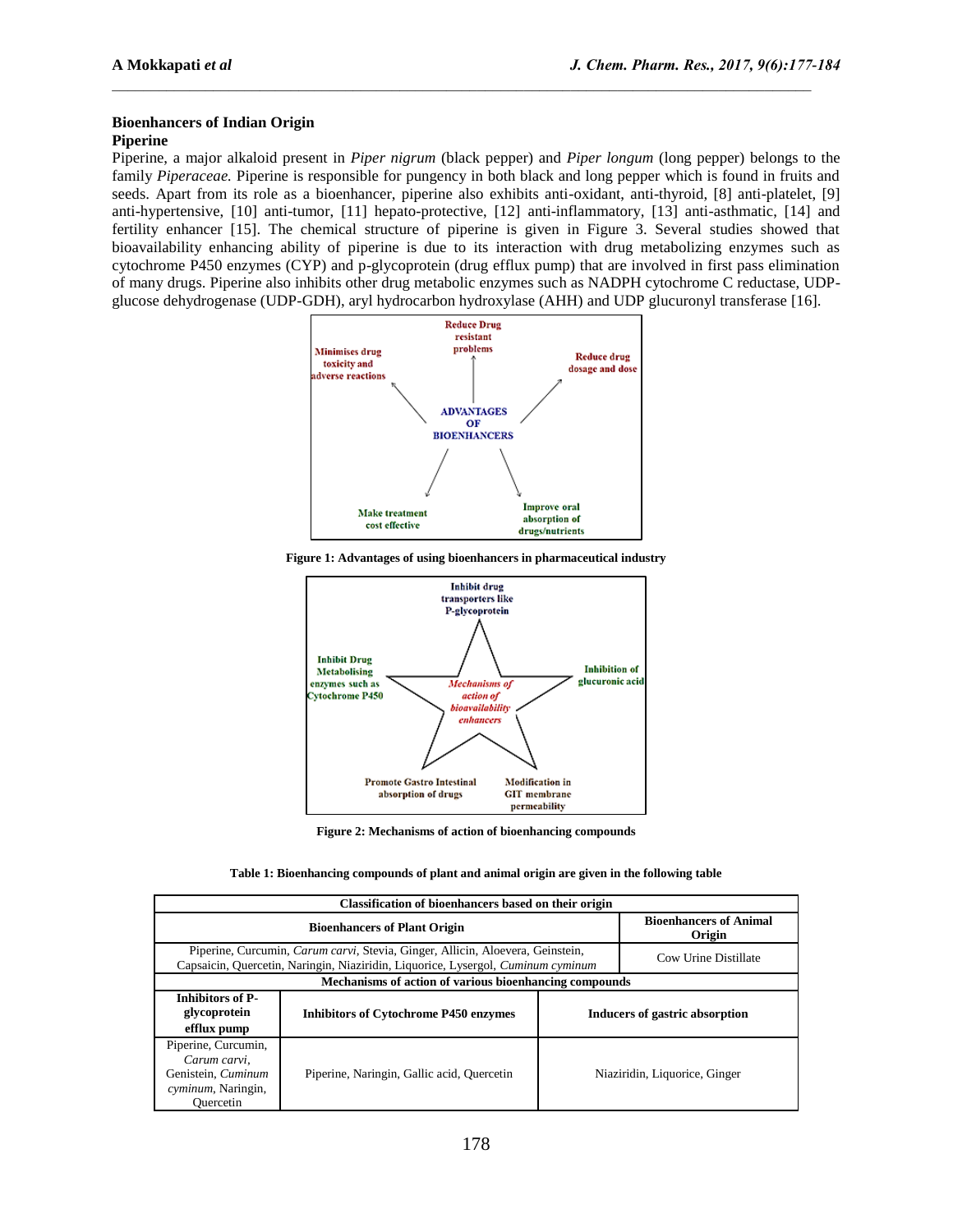## Bioenhancers of Indian Origin

### Piperine

Piperine, a major alkaloid present in *Piper nigrum* (black pepper) and *Piper longum* (long pepper) belongs to the family *Piperaceae.* Piperine is responsible for pungency in both black and long pepper which is found in fruits and seeds. Apart from its role as a bioenhancer, piperine also exhibits anti-oxidant, anti-thyroid, [8] anti-platelet, [9] anti-hypertensive, [10] anti-tumor, [11] hepato-protective, [12] anti-inflammatory, [13] anti-asthmatic, [14] and fertility enhancer [15]. The chemical structure of piperine is given in Figure 3. Several studies showed that bioavailability enhancing ability of piperine is due to its interaction with drug metabolizing enzymes such as cytochrome P450 enzymes (CYP) and p-glycoprotein (drug efflux pump) that are involved in first pass elimination of many drugs. Piperine also inhibits other drug metabolic enzymes such as NADPH cytochrome C reductase, UDP-glucose dehydrogenase (UDP-GDH), aryl hydrocarbon hydroxylase (AHH) and UDP glucuronyl transferase [16].

**Figure 1: Advantages of using bioenhancers in pharmaceutical industry**

**Figure 2: Mechanisms of action of bioenhancing compounds**

**Table 1: Bioenhancing compounds of plant and animal origin are given in the following table**

| Classification of bioenhancers based on their origin | | |
|---|---|---|
| **Bioenhancers of Plant Origin** | | **Bioenhancers of Animal Origin** |
| Piperine, Curcumin, *Carum carvi*, Stevia, Ginger, Allicin, Aloevera, Geinstein, Capsaicin, Quercetin, Naringin, Niaziridin, Liquorice, Lysergol, *Cuminum cyminum* | | Cow Urine Distillate |
| **Mechanisms of action of various bioenhancing compounds** | | |
| **Inhibitors of P-glycoprotein efflux pump** | **Inhibitors of Cytochrome P450 enzymes** | **Inducers of gastric absorption** |
| Piperine, Curcumin, *Carum carvi*, Genistein, *Cuminum cyminum*, Naringin, Quercetin | Piperine, Naringin, Gallic acid, Quercetin | Niaziridin, Liquorice, Ginger |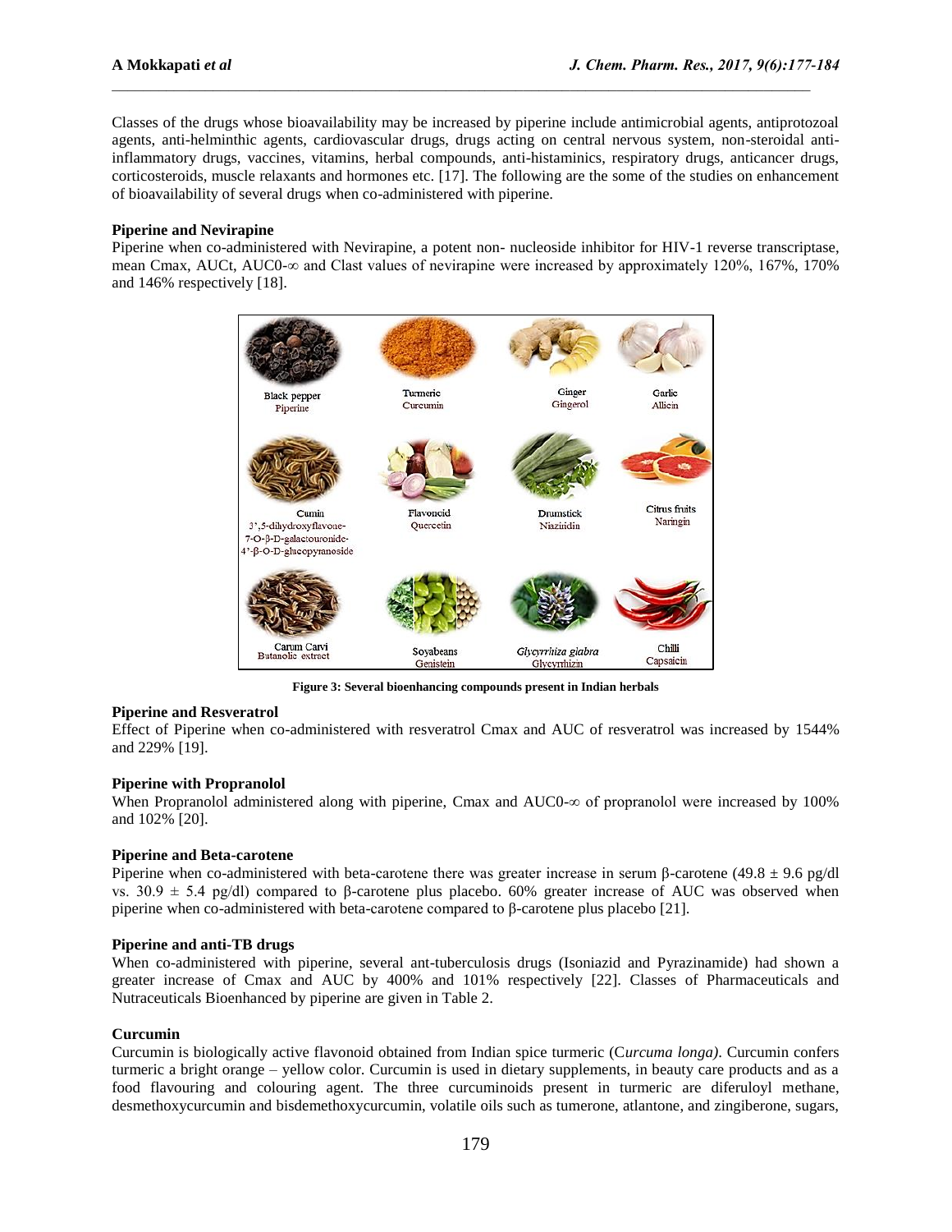Classes of the drugs whose bioavailability may be increased by piperine include antimicrobial agents, antiprotozoal agents, anti-helminthic agents, cardiovascular drugs, drugs acting on central nervous system, non-steroidal anti-inflammatory drugs, vaccines, vitamins, herbal compounds, anti-histaminics, respiratory drugs, anticancer drugs, corticosteroids, muscle relaxants and hormones etc. [17]. The following are the some of the studies on enhancement of bioavailability of several drugs when co-administered with piperine.

**Piperine and Nevirapine**

Piperine when co-administered with Nevirapine, a potent non- nucleoside inhibitor for HIV-1 reverse transcriptase, mean Cmax, AUCt, AUC0-∞ and Clast values of nevirapine were increased by approximately 120%, 167%, 170% and 146% respectively [18].

**Figure 3: Several bioenhancing compounds present in Indian herbals**

**Piperine and Resveratrol**

Effect of Piperine when co-administered with resveratrol Cmax and AUC of resveratrol was increased by 1544% and 229% [19].

**Piperine with Propranolol**

When Propranolol administered along with piperine, Cmax and AUC0-∞ of propranolol were increased by 100% and 102% [20].

**Piperine and Beta-carotene**

Piperine when co-administered with beta-carotene there was greater increase in serum β-carotene (49.8 ± 9.6 pg/dl vs. 30.9 ± 5.4 pg/dl) compared to β-carotene plus placebo. 60% greater increase of AUC was observed when piperine when co-administered with beta-carotene compared to β-carotene plus placebo [21].

**Piperine and anti-TB drugs**

When co-administered with piperine, several ant-tuberculosis drugs (Isoniazid and Pyrazinamide) had shown a greater increase of Cmax and AUC by 400% and 101% respectively [22]. Classes of Pharmaceuticals and Nutraceuticals Bioenhanced by piperine are given in Table 2.

**Curcumin**

Curcumin is biologically active flavonoid obtained from Indian spice turmeric (C*urcuma longa)*. Curcumin confers turmeric a bright orange – yellow color. Curcumin is used in dietary supplements, in beauty care products and as a food flavouring and colouring agent. The three curcuminoids present in turmeric are diferuloyl methane, desmethoxycurcumin and bisdemethoxycurcumin, volatile oils such as tumerone, atlantone, and zingiberone, sugars,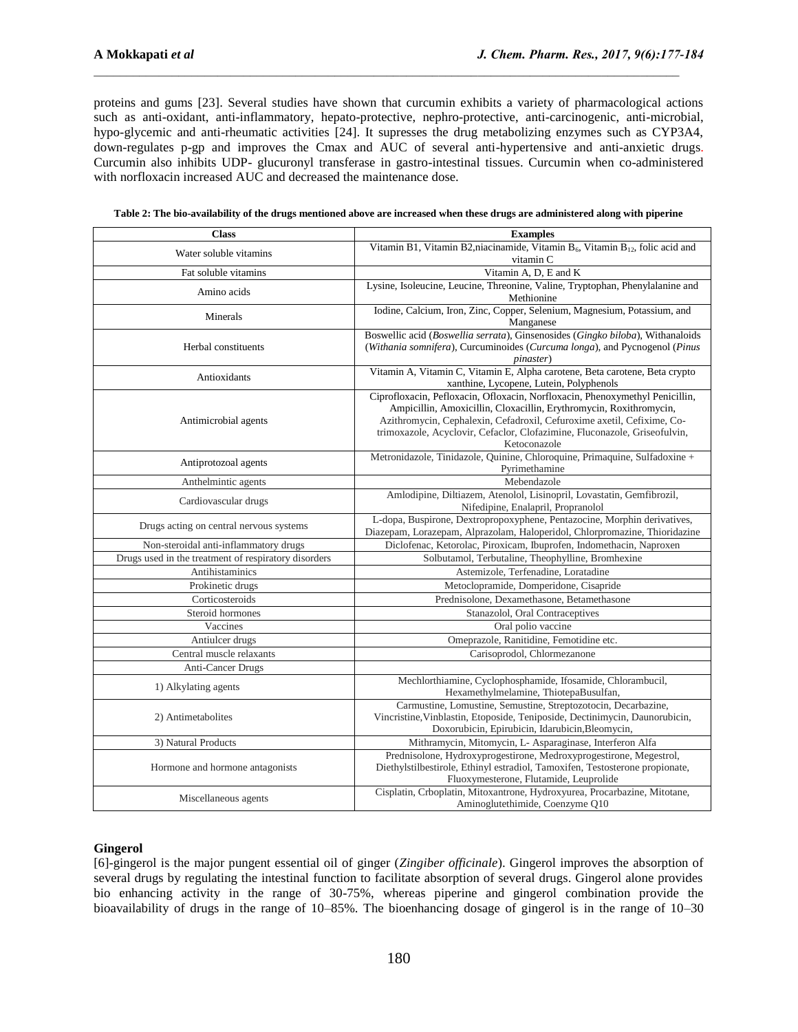proteins and gums [23]. Several studies have shown that curcumin exhibits a variety of pharmacological actions such as anti-oxidant, anti-inflammatory, hepato-protective, nephro-protective, anti-carcinogenic, anti-microbial, hypo-glycemic and anti-rheumatic activities [24]. It supresses the drug metabolizing enzymes such as CYP3A4, down-regulates p-gp and improves the Cmax and AUC of several anti-hypertensive and anti-anxietic drugs. Curcumin also inhibits UDP- glucuronyl transferase in gastro-intestinal tissues. Curcumin when co-administered with norfloxacin increased AUC and decreased the maintenance dose.

**Table 2: The bio-availability of the drugs mentioned above are increased when these drugs are administered along with piperine**

| Class | Examples |
|---|---|
| Water soluble vitamins | Vitamin B1, Vitamin B2,niacinamide, Vitamin $B_6$, Vitamin $B_{12}$, folic acid and vitamin C |
| Fat soluble vitamins | Vitamin A, D, E and K |
| Amino acids | Lysine, Isoleucine, Leucine, Threonine, Valine, Tryptophan, Phenylalanine and Methionine |
| Minerals | Iodine, Calcium, Iron, Zinc, Copper, Selenium, Magnesium, Potassium, and Manganese |
| Herbal constituents | Boswellic acid (*Boswellia serrata*), Ginsenosides (*Gingko biloba*), Withanaloids (*Withania somnifera*), Curcuminoides (*Curcuma longa*), and Pycnogenol (*Pinus pinaster*) |
| Antioxidants | Vitamin A, Vitamin C, Vitamin E, Alpha carotene, Beta carotene, Beta crypto xanthine, Lycopene, Lutein, Polyphenols |
| Antimicrobial agents | Ciprofloxacin, Pefloxacin, Ofloxacin, Norfloxacin, Phenoxymethyl Penicillin, Ampicillin, Amoxicillin, Cloxacillin, Erythromycin, Roxithromycin, Azithromycin, Cephalexin, Cefadroxil, Cefuroxime axetil, Cefixime, Co-trimoxazole, Acyclovir, Cefaclor, Clofazimine, Fluconazole, Griseofulvin, Ketoconazole |
| Antiprotozoal agents | Metronidazole, Tinidazole, Quinine, Chloroquine, Primaquine, Sulfadoxine + Pyrimethamine |
| Anthelmintic agents | Mebendazole |
| Cardiovascular drugs | Amlodipine, Diltiazem, Atenolol, Lisinopril, Lovastatin, Gemfibrozil, Nifedipine, Enalapril, Propranolol |
| Drugs acting on central nervous systems | L-dopa, Buspirone, Dextropropoxyphene, Pentazocine, Morphin derivatives, Diazepam, Lorazepam, Alprazolam, Haloperidol, Chlorpromazine, Thioridazine |
| Non-steroidal anti-inflammatory drugs | Diclofenac, Ketorolac, Piroxicam, Ibuprofen, Indomethacin, Naproxen |
| Drugs used in the treatment of respiratory disorders | Solbutamol, Terbutaline, Theophylline, Bromhexine |
| Antihistaminics | Astemizole, Terfenadine, Loratadine |
| Prokinetic drugs | Metoclopramide, Domperidone, Cisapride |
| Corticosteroids | Prednisolone, Dexamethasone, Betamethasone |
| Steroid hormones | Stanazolol, Oral Contraceptives |
| Vaccines | Oral polio vaccine |
| Antiulcer drugs | Omeprazole, Ranitidine, Femotidine etc. |
| Central muscle relaxants | Carisoprodol, Chlormezanone |
| Anti-Cancer Drugs | |
| 1) Alkylating agents | Mechlorthiamine, Cyclophosphamide, Ifosamide, Chlorambucil, Hexamethylmelamine, ThiotepaBusulfan, |
| 2) Antimetabolites | Carmustine, Lomustine, Semustine, Streptozotocin, Decarbazine, Vincristine,Vinblastin, Etoposide, Teniposide, Dectinimycin, Daunorubicin, Doxorubicin, Epirubicin, Idarubicin,Bleomycin, |
| 3) Natural Products | Mithramycin, Mitomycin, L- Asparaginase, Interferon Alfa |
| Hormone and hormone antagonists | Prednisolone, Hydroxyprogestirone, Medroxyprogestirone, Megestrol, Diethylstilbestirole, Ethinyl estradiol, Tamoxifen, Testosterone propionate, Fluoxymesterone, Flutamide, Leuprolide |
| Miscellaneous agents | Cisplatin, Crboplatin, Mitoxantrone, Hydroxyurea, Procarbazine, Mitotane, Aminoglutethimide, Coenzyme Q10 |

**Gingerol**

[6]-gingerol is the major pungent essential oil of ginger (*Zingiber officinale*). Gingerol improves the absorption of several drugs by regulating the intestinal function to facilitate absorption of several drugs. Gingerol alone provides bio enhancing activity in the range of 30-75%, whereas piperine and gingerol combination provide the bioavailability of drugs in the range of 10–85%. The bioenhancing dosage of gingerol is in the range of 10–30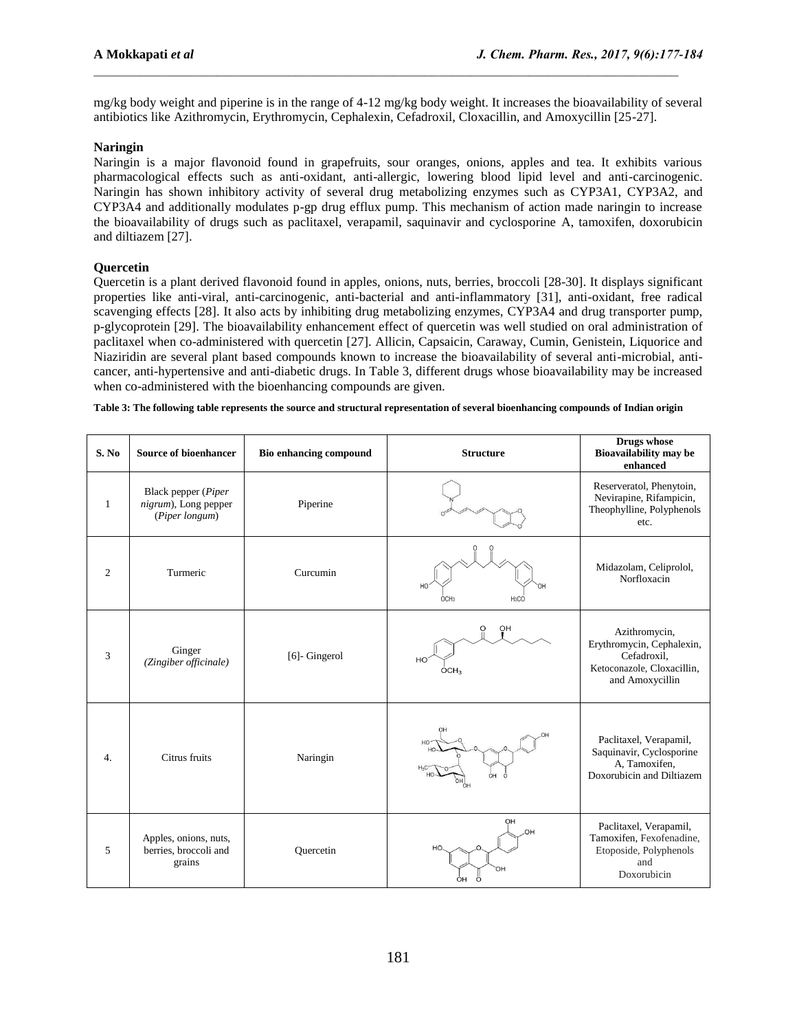mg/kg body weight and piperine is in the range of 4-12 mg/kg body weight. It increases the bioavailability of several antibiotics like Azithromycin, Erythromycin, Cephalexin, Cefadroxil, Cloxacillin, and Amoxycillin [25-27].

### Naringin

Naringin is a major flavonoid found in grapefruits, sour oranges, onions, apples and tea. It exhibits various pharmacological effects such as anti-oxidant, anti-allergic, lowering blood lipid level and anti-carcinogenic. Naringin has shown inhibitory activity of several drug metabolizing enzymes such as CYP3A1, CYP3A2, and CYP3A4 and additionally modulates p-gp drug efflux pump. This mechanism of action made naringin to increase the bioavailability of drugs such as paclitaxel, verapamil, saquinavir and cyclosporine A, tamoxifen, doxorubicin and diltiazem [27].

### Quercetin

Quercetin is a plant derived flavonoid found in apples, onions, nuts, berries, broccoli [28-30]. It displays significant properties like anti-viral, anti-carcinogenic, anti-bacterial and anti-inflammatory [31], anti-oxidant, free radical scavenging effects [28]. It also acts by inhibiting drug metabolizing enzymes, CYP3A4 and drug transporter pump, p-glycoprotein [29]. The bioavailability enhancement effect of quercetin was well studied on oral administration of paclitaxel when co-administered with quercetin [27]. Allicin, Capsaicin, Caraway, Cumin, Genistein, Liquorice and Niaziridin are several plant based compounds known to increase the bioavailability of several anti-microbial, anti-cancer, anti-hypertensive and anti-diabetic drugs. In Table 3, different drugs whose bioavailability may be increased when co-administered with the bioenhancing compounds are given.

**Table 3: The following table represents the source and structural representation of several bioenhancing compounds of Indian origin**

| S. No | Source of bioenhancer | Bio enhancing compound | Structure | Drugs whose Bioavailability may be enhanced |
|---|---|---|---|---|
| 1 | Black pepper (*Piper nigrum*), Long pepper (*Piper longum*) | Piperine | | Reserveratol, Phenytoin, Nevirapine, Rifampicin, Theophylline, Polyphenols etc. |
| 2 | Turmeric | Curcumin | | Midazolam, Celiprolol, Norfloxacin |
| 3 | Ginger (*Zingiber officinale*) | [6]- Gingerol | | Azithromycin, Erythromycin, Cephalexin, Cefadroxil, Ketoconazole, Cloxacillin, and Amoxycillin |
| 4. | Citrus fruits | Naringin | | Paclitaxel, Verapamil, Saquinavir, Cyclosporine A, Tamoxifen, Doxorubicin and Diltiazem |
| 5 | Apples, onions, nuts, berries, broccoli and grains | Quercetin | | Paclitaxel, Verapamil, Tamoxifen, Fexofenadine, Etoposide, Polyphenols and Doxorubicin |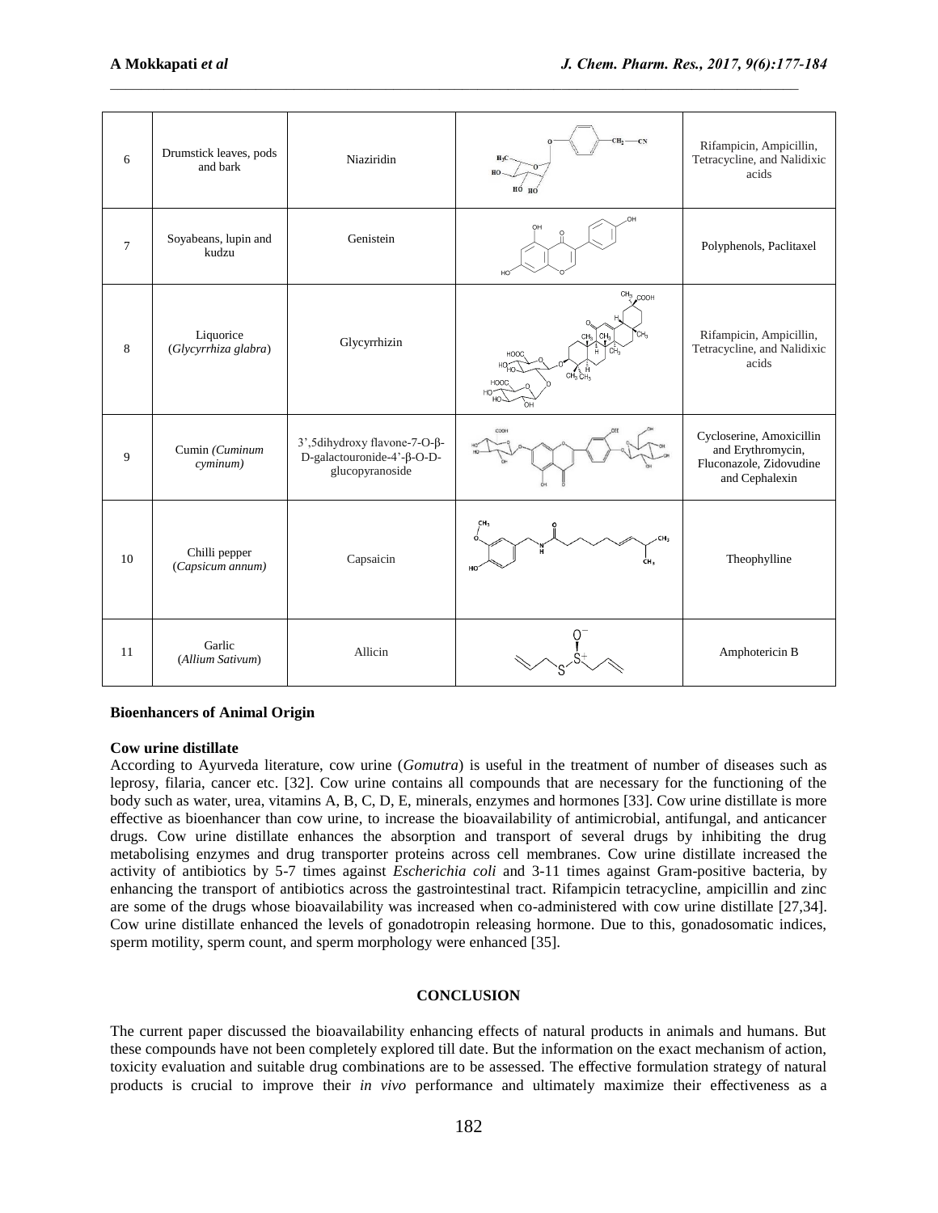| 6 | Drumstick leaves, pods and bark | Niaziridin | | Rifampicin, Ampicillin, Tetracycline, and Nalidixic acids |
|---|---|---|---|---|
| 7 | Soyabeans, lupin and kudzu | Genistein | | Polyphenols, Paclitaxel |
| 8 | Liquorice (*Glycyrrhiza glabra*) | Glycyrrhizin | | Rifampicin, Ampicillin, Tetracycline, and Nalidixic acids |
| 9 | Cumin *(Cuminum cyminum)* | 3',5dihydroxy flavone-7-O-β-D-galactouronide-4'-β-O-D-glucopyranoside | | Cycloserine, Amoxicillin and Erythromycin, Fluconazole, Zidovudine and Cephalexin |
| 10 | Chilli pepper (*Capsicum annum)* | Capsaicin | | Theophylline |
| 11 | Garlic (*Allium Sativum*) | Allicin | | Amphotericin B |

**Bioenhancers of Animal Origin**

**Cow urine distillate**

According to Ayurveda literature, cow urine (*Gomutra*) is useful in the treatment of number of diseases such as leprosy, filaria, cancer etc. [32]. Cow urine contains all compounds that are necessary for the functioning of the body such as water, urea, vitamins A, B, C, D, E, minerals, enzymes and hormones [33]. Cow urine distillate is more effective as bioenhancer than cow urine, to increase the bioavailability of antimicrobial, antifungal, and anticancer drugs. Cow urine distillate enhances the absorption and transport of several drugs by inhibiting the drug metabolising enzymes and drug transporter proteins across cell membranes. Cow urine distillate increased the activity of antibiotics by 5-7 times against *Escherichia coli* and 3-11 times against Gram-positive bacteria, by enhancing the transport of antibiotics across the gastrointestinal tract. Rifampicin tetracycline, ampicillin and zinc are some of the drugs whose bioavailability was increased when co-administered with cow urine distillate [27,34]. Cow urine distillate enhanced the levels of gonadotropin releasing hormone. Due to this, gonadosomatic indices, sperm motility, sperm count, and sperm morphology were enhanced [35].

## CONCLUSION

The current paper discussed the bioavailability enhancing effects of natural products in animals and humans. But these compounds have not been completely explored till date. But the information on the exact mechanism of action, toxicity evaluation and suitable drug combinations are to be assessed. The effective formulation strategy of natural products is crucial to improve their *in vivo* performance and ultimately maximize their effectiveness as a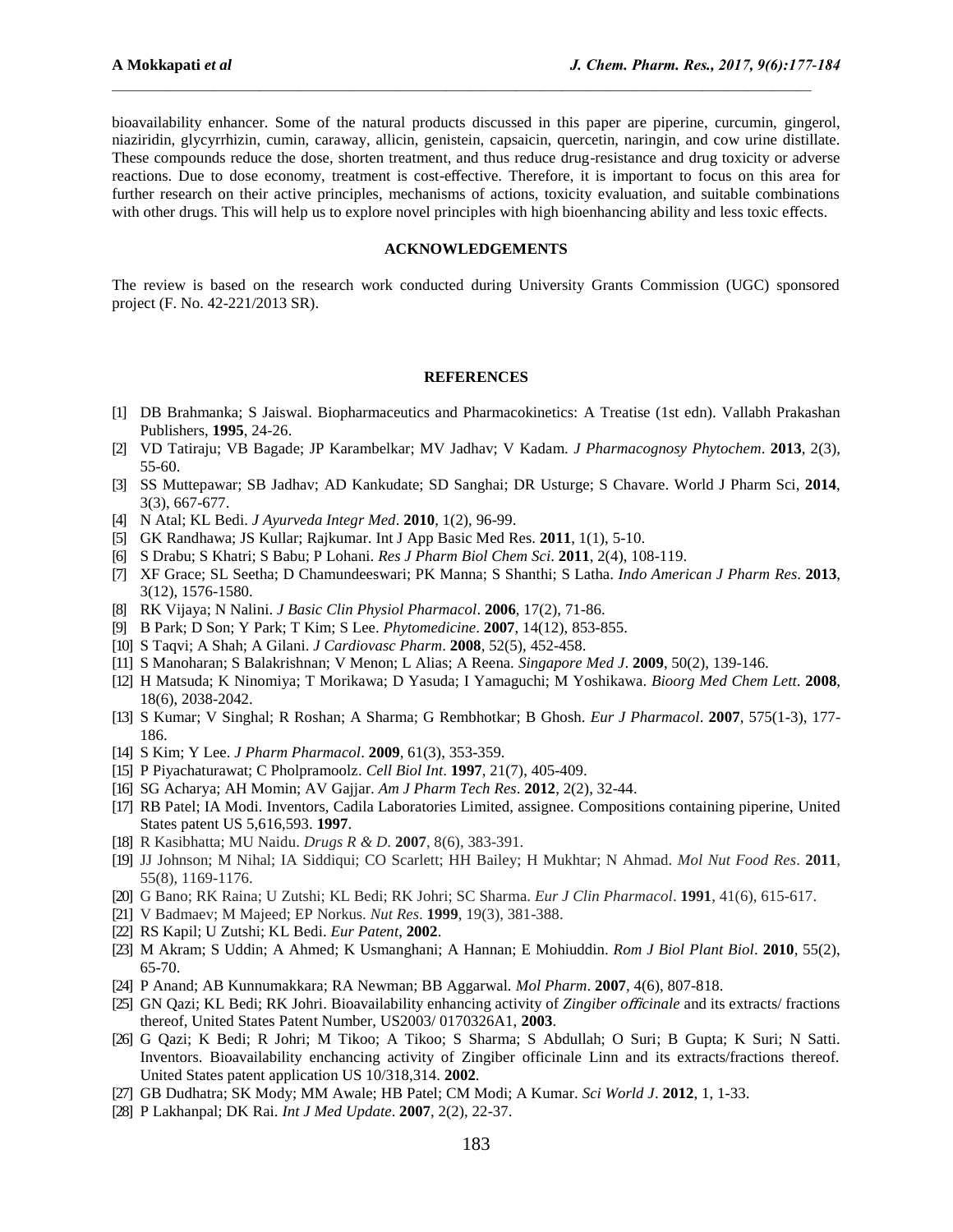bioavailability enhancer. Some of the natural products discussed in this paper are piperine, curcumin, gingerol, niaziridin, glycyrrhizin, cumin, caraway, allicin, genistein, capsaicin, quercetin, naringin, and cow urine distillate. These compounds reduce the dose, shorten treatment, and thus reduce drug-resistance and drug toxicity or adverse reactions. Due to dose economy, treatment is cost-effective. Therefore, it is important to focus on this area for further research on their active principles, mechanisms of actions, toxicity evaluation, and suitable combinations with other drugs. This will help us to explore novel principles with high bioenhancing ability and less toxic effects.

## ACKNOWLEDGEMENTS

The review is based on the research work conducted during University Grants Commission (UGC) sponsored project (F. No. 42-221/2013 SR).

## REFERENCES

[1] DB Brahmanka; S Jaiswal. Biopharmaceutics and Pharmacokinetics: A Treatise (1st edn). Vallabh Prakashan Publishers, **1995**, 24-26.

[2] VD Tatiraju; VB Bagade; JP Karambelkar; MV Jadhav; V Kadam. *J Pharmacognosy Phytochem*. **2013**, 2(3), 55-60.

[3] SS Muttepawar; SB Jadhav; AD Kankudate; SD Sanghai; DR Usturge; S Chavare. World J Pharm Sci, **2014**, 3(3), 667-677.

[4] N Atal; KL Bedi. *J Ayurveda Integr Med*. **2010**, 1(2), 96-99.

[5] GK Randhawa; JS Kullar; Rajkumar. Int J App Basic Med Res. **2011**, 1(1), 5-10.

[6] S Drabu; S Khatri; S Babu; P Lohani. *Res J Pharm Biol Chem Sci*. **2011**, 2(4), 108-119.

[7] XF Grace; SL Seetha; D Chamundeeswari; PK Manna; S Shanthi; S Latha. *Indo American J Pharm Res*. **2013**, 3(12), 1576-1580.

[8] RK Vijaya; N Nalini. *J Basic Clin Physiol Pharmacol*. **2006**, 17(2), 71-86.

[9] B Park; D Son; Y Park; T Kim; S Lee. *Phytomedicine*. **2007**, 14(12), 853-855.

[10] S Taqvi; A Shah; A Gilani. *J Cardiovasc Pharm*. **2008**, 52(5), 452-458.

[11] S Manoharan; S Balakrishnan; V Menon; L Alias; A Reena. *Singapore Med J*. **2009**, 50(2), 139-146.

[12] H Matsuda; K Ninomiya; T Morikawa; D Yasuda; I Yamaguchi; M Yoshikawa. *Bioorg Med Chem Lett*. **2008**, 18(6), 2038-2042.

[13] S Kumar; V Singhal; R Roshan; A Sharma; G Rembhotkar; B Ghosh. *Eur J Pharmacol*. **2007**, 575(1-3), 177-186.

[14] S Kim; Y Lee. *J Pharm Pharmacol*. **2009**, 61(3), 353-359.

[15] P Piyachaturawat; C Pholpramoolz. *Cell Biol Int*. **1997**, 21(7), 405-409.

[16] SG Acharya; AH Momin; AV Gajjar. *Am J Pharm Tech Res*. **2012**, 2(2), 32-44.

[17] RB Patel; IA Modi. Inventors, Cadila Laboratories Limited, assignee. Compositions containing piperine, United States patent US 5,616,593. **1997**.

[18] R Kasibhatta; MU Naidu. *Drugs R & D*. **2007**, 8(6), 383-391.

[19] JJ Johnson; M Nihal; IA Siddiqui; CO Scarlett; HH Bailey; H Mukhtar; N Ahmad. *Mol Nut Food Res*. **2011**, 55(8), 1169-1176.

[20] G Bano; RK Raina; U Zutshi; KL Bedi; RK Johri; SC Sharma. *Eur J Clin Pharmacol*. **1991**, 41(6), 615-617.

[21] V Badmaev; M Majeed; EP Norkus. *Nut Res*. **1999**, 19(3), 381-388.

[22] RS Kapil; U Zutshi; KL Bedi. *Eur Patent*, **2002**.

[23] M Akram; S Uddin; A Ahmed; K Usmanghani; A Hannan; E Mohiuddin. *Rom J Biol Plant Biol*. **2010**, 55(2), 65-70.

[24] P Anand; AB Kunnumakkara; RA Newman; BB Aggarwal. *Mol Pharm*. **2007**, 4(6), 807-818.

[25] GN Qazi; KL Bedi; RK Johri. Bioavailability enhancing activity of *Zingiber officinale* and its extracts/ fractions thereof, United States Patent Number, US2003/ 0170326A1, **2003**.

[26] G Qazi; K Bedi; R Johri; M Tikoo; A Tikoo; S Sharma; S Abdullah; O Suri; B Gupta; K Suri; N Satti. Inventors. Bioavailability enchancing activity of Zingiber officinale Linn and its extracts/fractions thereof. United States patent application US 10/318,314. **2002**.

[27] GB Dudhatra; SK Mody; MM Awale; HB Patel; CM Modi; A Kumar. *Sci World J*. **2012**, 1, 1-33.

[28] P Lakhanpal; DK Rai. *Int J Med Update*. **2007**, 2(2), 22-37.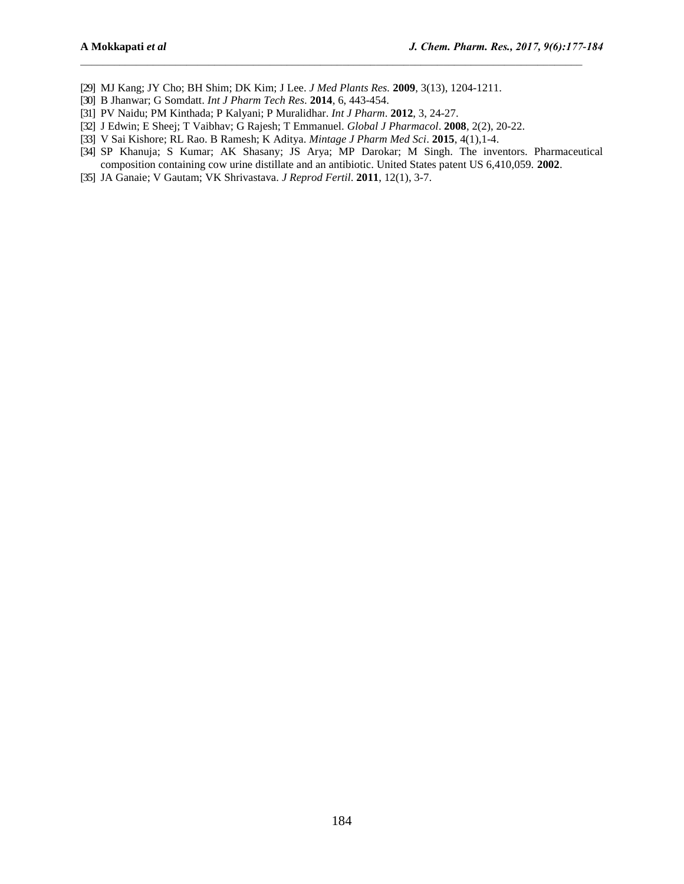[29] MJ Kang; JY Cho; BH Shim; DK Kim; J Lee. *J Med Plants Res.* **2009**, 3(13), 1204-1211.

[30] B Jhanwar; G Somdatt. *Int J Pharm Tech Res*. **2014**, 6, 443-454.

[31] PV Naidu; PM Kinthada; P Kalyani; P Muralidhar. *Int J Pharm*. **2012**, 3, 24-27.

[32] J Edwin; E Sheej; T Vaibhav; G Rajesh; T Emmanuel. *Global J Pharmacol*. **2008**, 2(2), 20-22.

[33] V Sai Kishore; RL Rao. B Ramesh; K Aditya. *Mintage J Pharm Med Sci*. **2015**, 4(1),1-4.

[34] SP Khanuja; S Kumar; AK Shasany; JS Arya; MP Darokar; M Singh. The inventors. Pharmaceutical composition containing cow urine distillate and an antibiotic. United States patent US 6,410,059. **2002**.

[35] JA Ganaie; V Gautam; VK Shrivastava. *J Reprod Fertil*. **2011**, 12(1), 3-7.